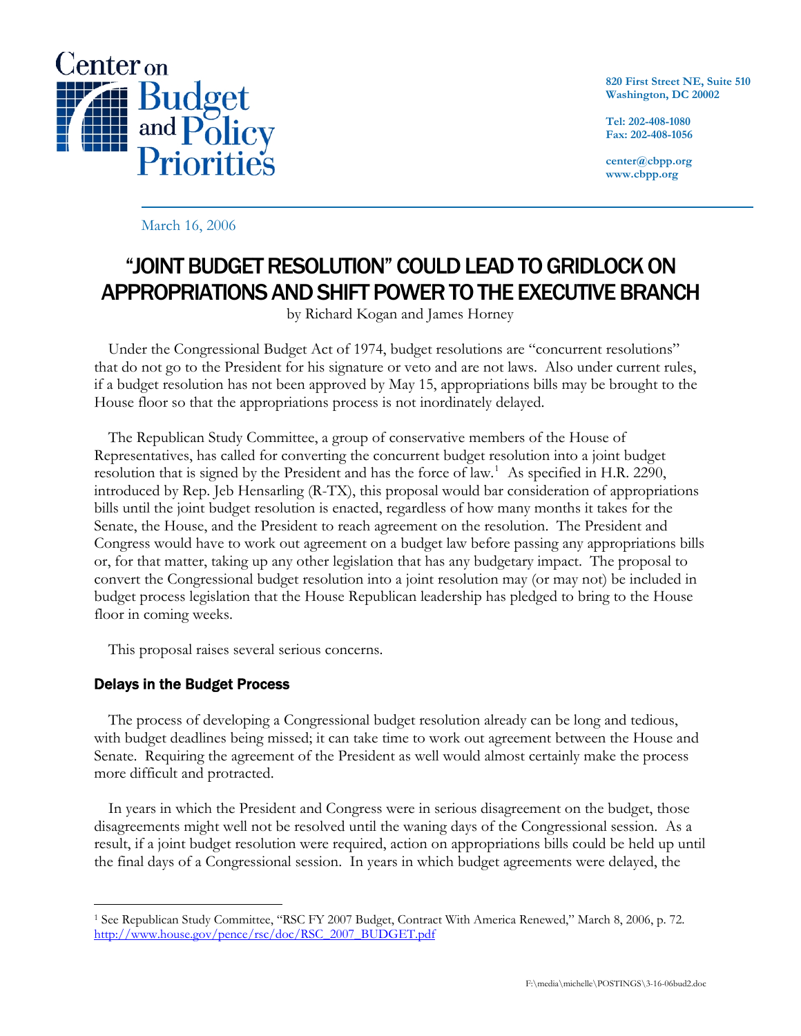Center on Budget and Policy Priorities

820 First Street NE, Suite 510
Washington, DC 20002

Tel: 202-408-1080
Fax: 202-408-1056

center@cbpp.org
www.cbpp.org

March 16, 2006

# "JOINT BUDGET RESOLUTION" COULD LEAD TO GRIDLOCK ON APPROPRIATIONS AND SHIFT POWER TO THE EXECUTIVE BRANCH

by Richard Kogan and James Horney

Under the Congressional Budget Act of 1974, budget resolutions are "concurrent resolutions" that do not go to the President for his signature or veto and are not laws. Also under current rules, if a budget resolution has not been approved by May 15, appropriations bills may be brought to the House floor so that the appropriations process is not inordinately delayed.

The Republican Study Committee, a group of conservative members of the House of Representatives, has called for converting the concurrent budget resolution into a joint budget resolution that is signed by the President and has the force of law.[1] As specified in H.R. 2290, introduced by Rep. Jeb Hensarling (R-TX), this proposal would bar consideration of appropriations bills until the joint budget resolution is enacted, regardless of how many months it takes for the Senate, the House, and the President to reach agreement on the resolution. The President and Congress would have to work out agreement on a budget law before passing any appropriations bills or, for that matter, taking up any other legislation that has any budgetary impact. The proposal to convert the Congressional budget resolution into a joint resolution may (or may not) be included in budget process legislation that the House Republican leadership has pledged to bring to the House floor in coming weeks.

This proposal raises several serious concerns.

### Delays in the Budget Process

The process of developing a Congressional budget resolution already can be long and tedious, with budget deadlines being missed; it can take time to work out agreement between the House and Senate. Requiring the agreement of the President as well would almost certainly make the process more difficult and protracted.

In years in which the President and Congress were in serious disagreement on the budget, those disagreements might well not be resolved until the waning days of the Congressional session. As a result, if a joint budget resolution were required, action on appropriations bills could be held up until the final days of a Congressional session. In years in which budget agreements were delayed, the

---

[1] See Republican Study Committee, "RSC FY 2007 Budget, Contract With America Renewed," March 8, 2006, p. 72. http://www.house.gov/pence/rsc/doc/RSC_2007_BUDGET.pdf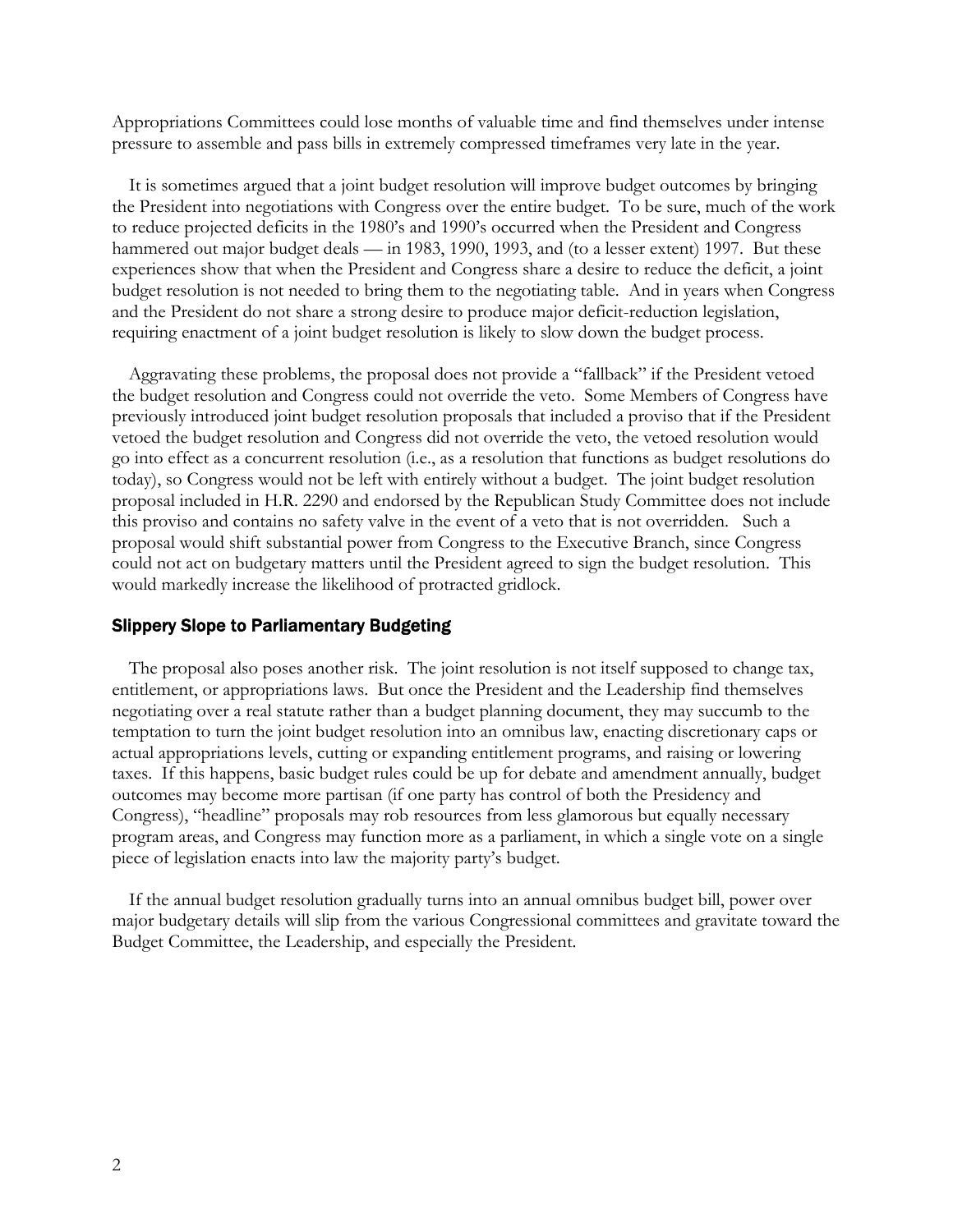Appropriations Committees could lose months of valuable time and find themselves under intense pressure to assemble and pass bills in extremely compressed timeframes very late in the year.

It is sometimes argued that a joint budget resolution will improve budget outcomes by bringing the President into negotiations with Congress over the entire budget. To be sure, much of the work to reduce projected deficits in the 1980's and 1990's occurred when the President and Congress hammered out major budget deals — in 1983, 1990, 1993, and (to a lesser extent) 1997. But these experiences show that when the President and Congress share a desire to reduce the deficit, a joint budget resolution is not needed to bring them to the negotiating table. And in years when Congress and the President do not share a strong desire to produce major deficit-reduction legislation, requiring enactment of a joint budget resolution is likely to slow down the budget process.

Aggravating these problems, the proposal does not provide a "fallback" if the President vetoed the budget resolution and Congress could not override the veto. Some Members of Congress have previously introduced joint budget resolution proposals that included a proviso that if the President vetoed the budget resolution and Congress did not override the veto, the vetoed resolution would go into effect as a concurrent resolution (i.e., as a resolution that functions as budget resolutions do today), so Congress would not be left with entirely without a budget. The joint budget resolution proposal included in H.R. 2290 and endorsed by the Republican Study Committee does not include this proviso and contains no safety valve in the event of a veto that is not overridden. Such a proposal would shift substantial power from Congress to the Executive Branch, since Congress could not act on budgetary matters until the President agreed to sign the budget resolution. This would markedly increase the likelihood of protracted gridlock.

### Slippery Slope to Parliamentary Budgeting

The proposal also poses another risk. The joint resolution is not itself supposed to change tax, entitlement, or appropriations laws. But once the President and the Leadership find themselves negotiating over a real statute rather than a budget planning document, they may succumb to the temptation to turn the joint budget resolution into an omnibus law, enacting discretionary caps or actual appropriations levels, cutting or expanding entitlement programs, and raising or lowering taxes. If this happens, basic budget rules could be up for debate and amendment annually, budget outcomes may become more partisan (if one party has control of both the Presidency and Congress), "headline" proposals may rob resources from less glamorous but equally necessary program areas, and Congress may function more as a parliament, in which a single vote on a single piece of legislation enacts into law the majority party's budget.

If the annual budget resolution gradually turns into an annual omnibus budget bill, power over major budgetary details will slip from the various Congressional committees and gravitate toward the Budget Committee, the Leadership, and especially the President.